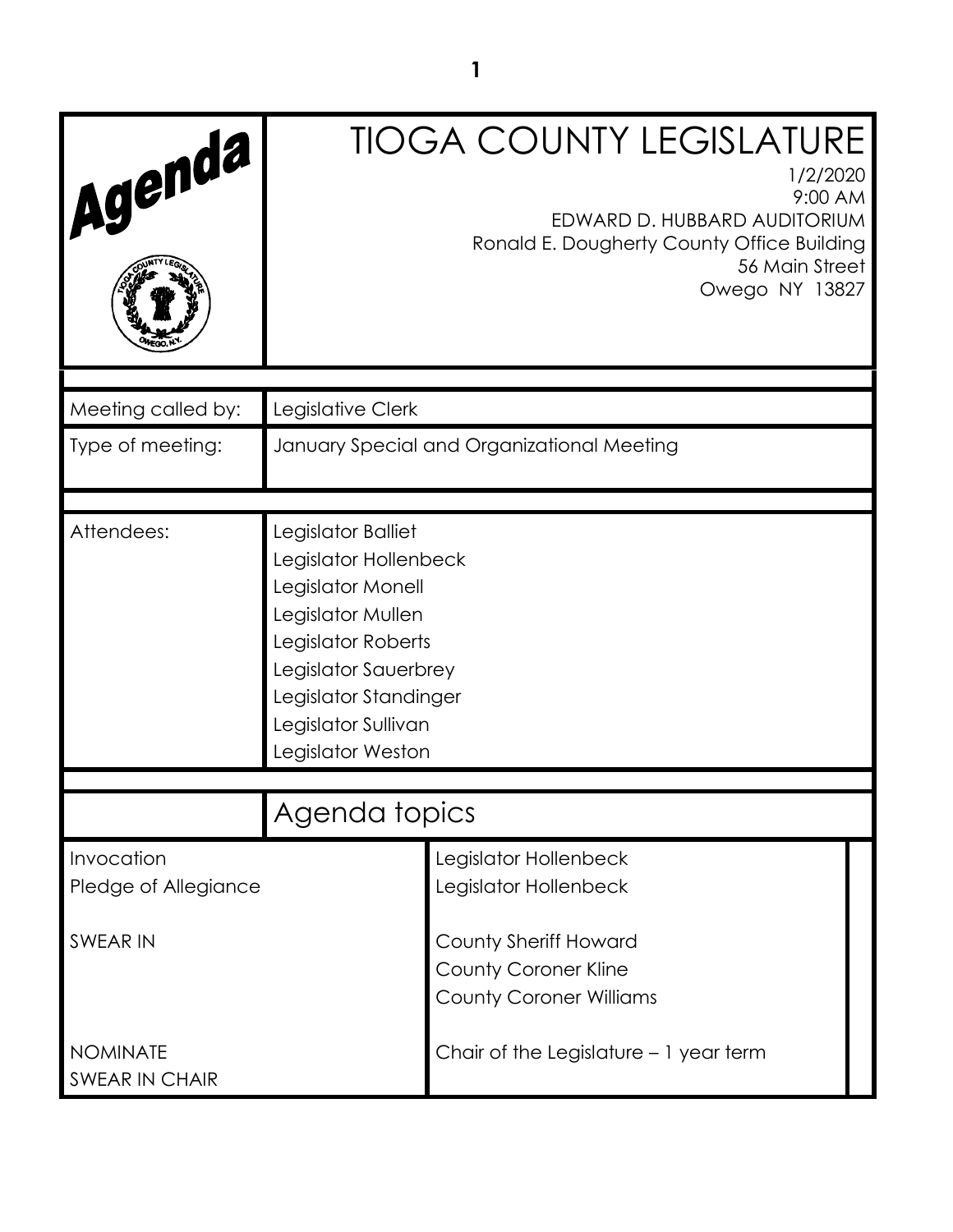# Agenda

# TIOGA COUNTY LEGISLATURE

1/2/2020
9:00 AM
EDWARD D. HUBBARD AUDITORIUM
Ronald E. Dougherty County Office Building
56 Main Street
Owego NY 13827

| | |
|---|---|
| Meeting called by: | Legislative Clerk |
| Type of meeting: | January Special and Organizational Meeting |
| Attendees: | Legislator Balliet<br>Legislator Hollenbeck<br>Legislator Monell<br>Legislator Mullen<br>Legislator Roberts<br>Legislator Sauerbrey<br>Legislator Standinger<br>Legislator Sullivan<br>Legislator Weston |

## Agenda topics

| | |
|---|---|
| Invocation | Legislator Hollenbeck |
| Pledge of Allegiance | Legislator Hollenbeck |
| SWEAR IN | County Sheriff Howard<br>County Coroner Kline<br>County Coroner Williams |
| NOMINATE<br>SWEAR IN CHAIR | Chair of the Legislature – 1 year term |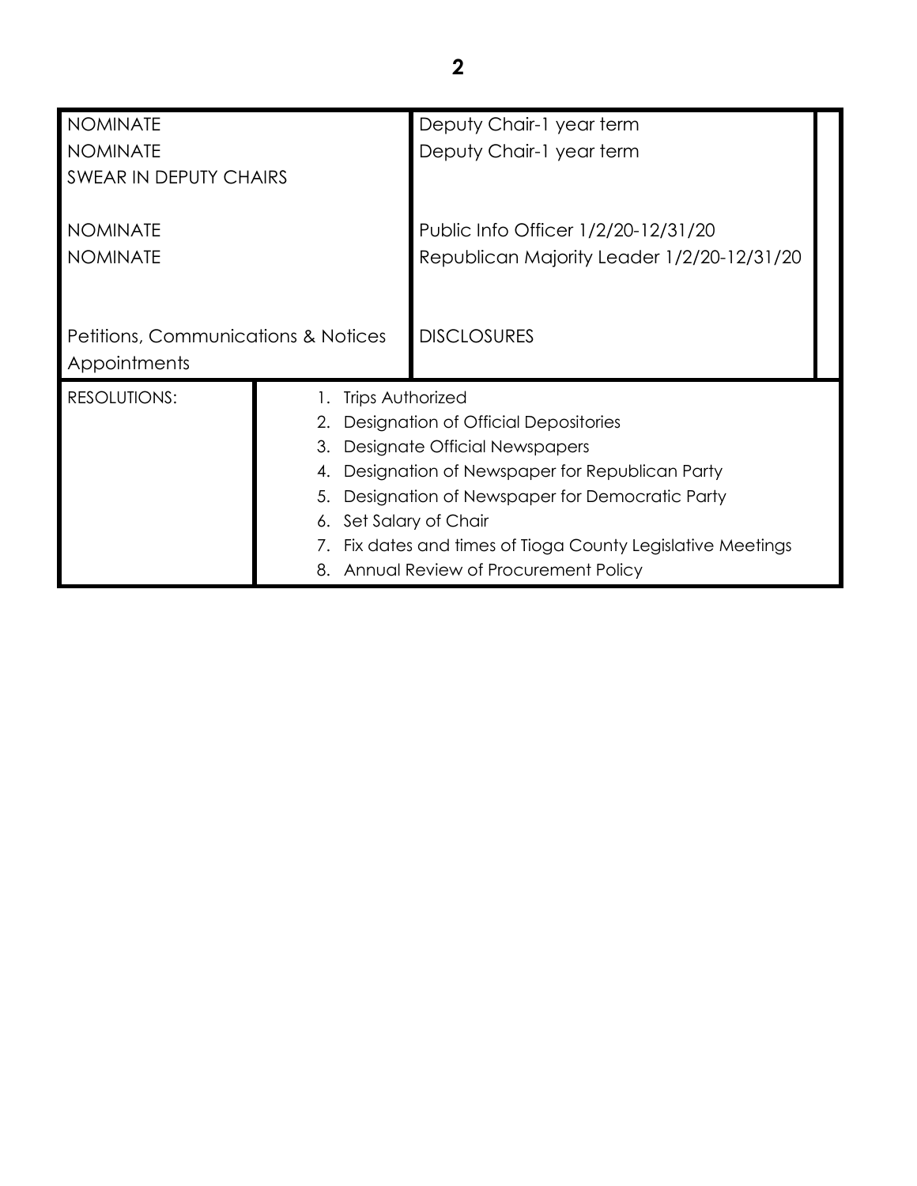| | | |
|---|---|---|
| NOMINATE<br>NOMINATE<br>SWEAR IN DEPUTY CHAIRS | | Deputy Chair-1 year term<br>Deputy Chair-1 year term |
| NOMINATE<br>NOMINATE | | Public Info Officer 1/2/20-12/31/20<br>Republican Majority Leader 1/2/20-12/31/20 |
| Petitions, Communications & Notices<br>Appointments | | DISCLOSURES |
| RESOLUTIONS: | 1. Trips Authorized<br>2. Designation of Official Depositories<br>3. Designate Official Newspapers<br>4. Designation of Newspaper for Republican Party<br>5. Designation of Newspaper for Democratic Party<br>6. Set Salary of Chair<br>7. Fix dates and times of Tioga County Legislative Meetings<br>8. Annual Review of Procurement Policy | |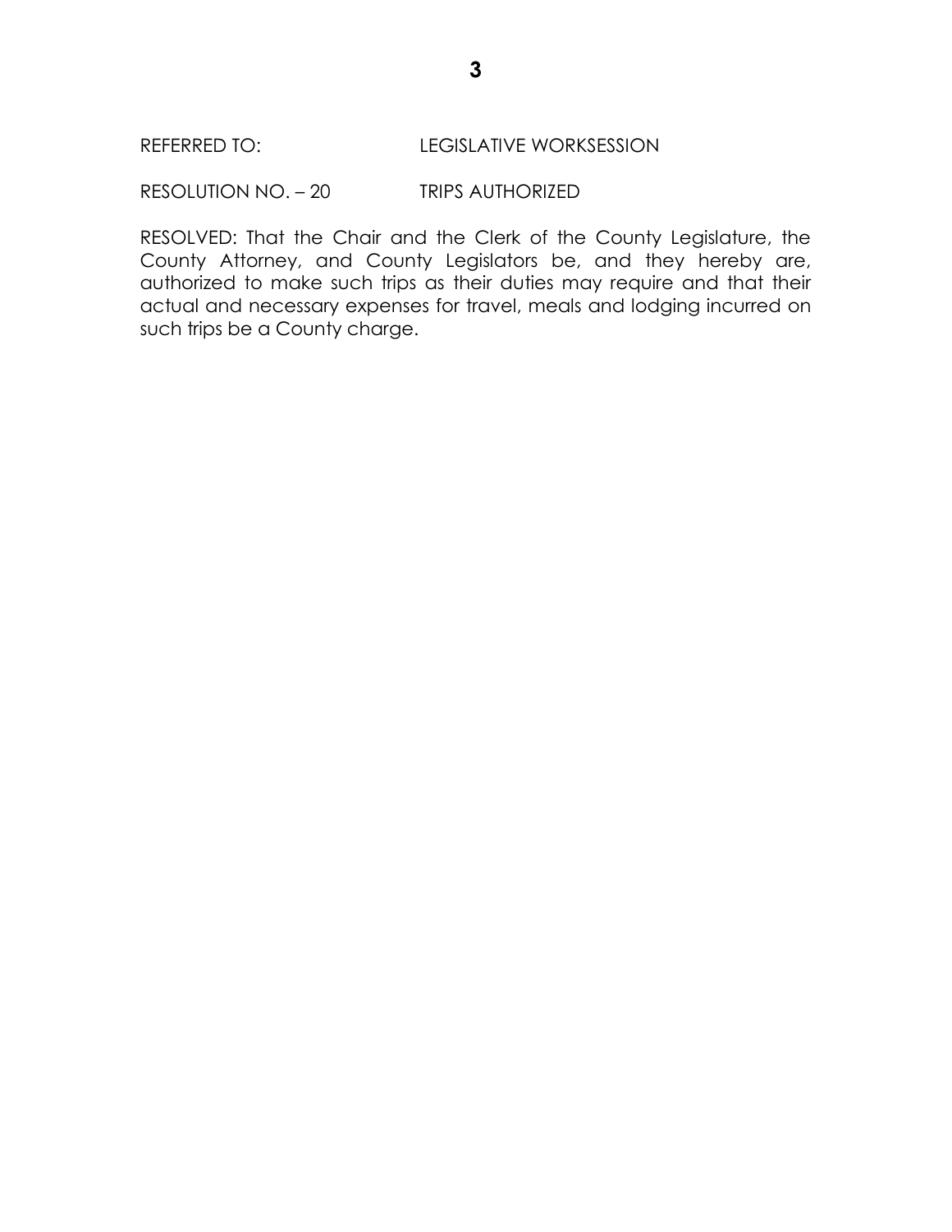REFERRED TO: LEGISLATIVE WORKSESSION

RESOLUTION NO. – 20 TRIPS AUTHORIZED

RESOLVED: That the Chair and the Clerk of the County Legislature, the County Attorney, and County Legislators be, and they hereby are, authorized to make such trips as their duties may require and that their actual and necessary expenses for travel, meals and lodging incurred on such trips be a County charge.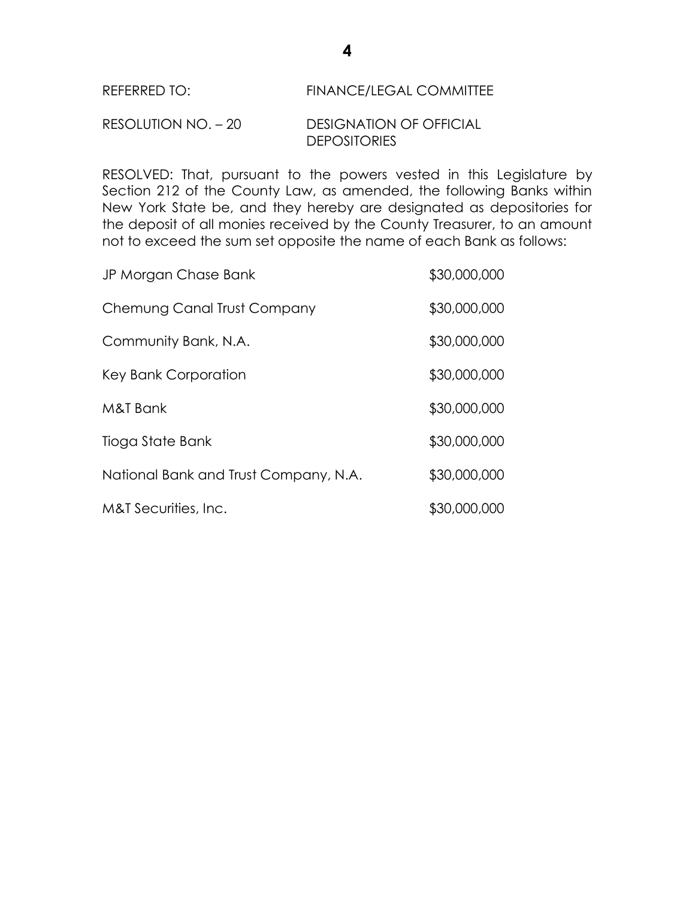REFERRED TO: FINANCE/LEGAL COMMITTEE

RESOLUTION NO. – 20 DESIGNATION OF OFFICIAL DEPOSITORIES

RESOLVED: That, pursuant to the powers vested in this Legislature by Section 212 of the County Law, as amended, the following Banks within New York State be, and they hereby are designated as depositories for the deposit of all monies received by the County Treasurer, to an amount not to exceed the sum set opposite the name of each Bank as follows:

| | |
|---|---|
| JP Morgan Chase Bank | $30,000,000 |
| Chemung Canal Trust Company | $30,000,000 |
| Community Bank, N.A. | $30,000,000 |
| Key Bank Corporation | $30,000,000 |
| M&T Bank | $30,000,000 |
| Tioga State Bank | $30,000,000 |
| National Bank and Trust Company, N.A. | $30,000,000 |
| M&T Securities, Inc. | $30,000,000 |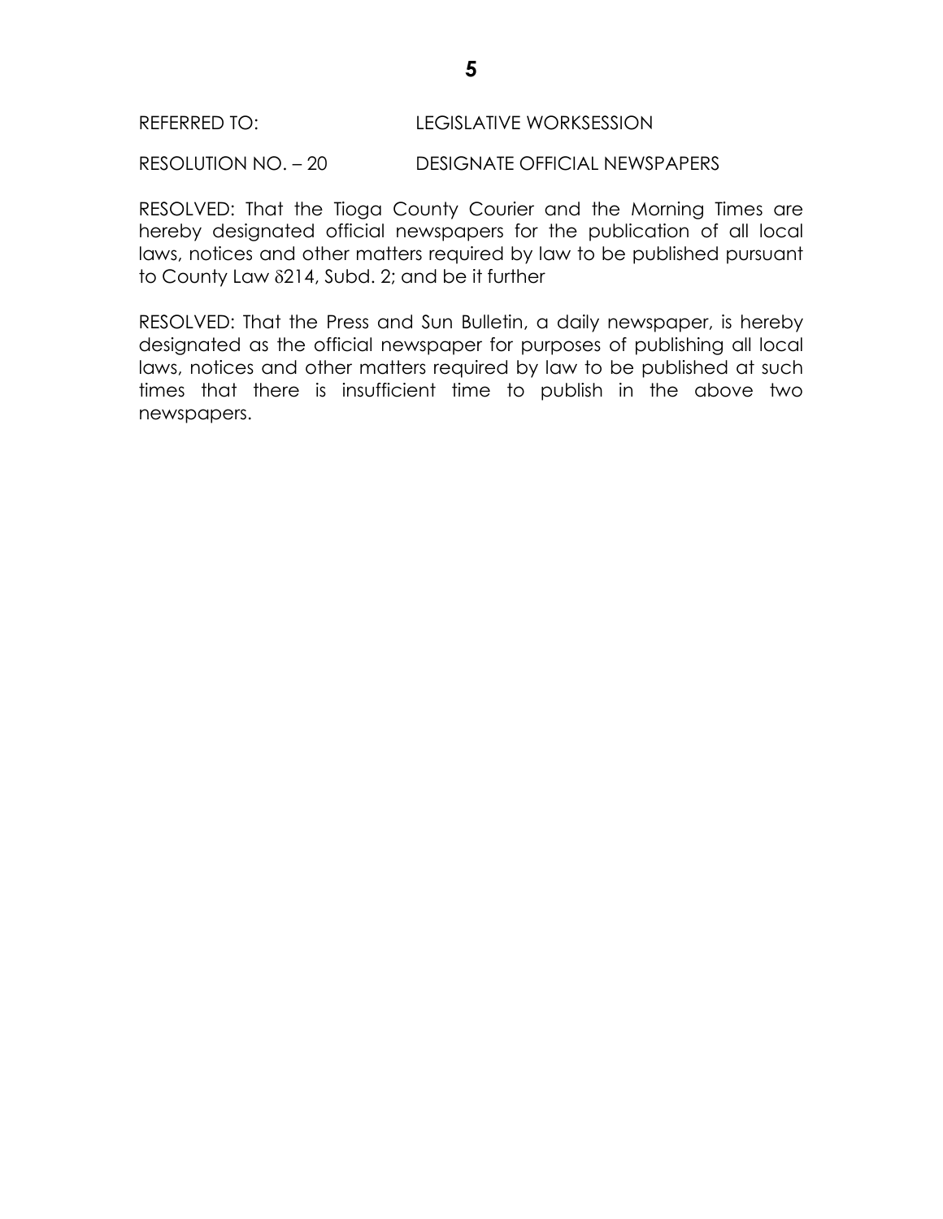REFERRED TO: LEGISLATIVE WORKSESSION

RESOLUTION NO. – 20 DESIGNATE OFFICIAL NEWSPAPERS

RESOLVED: That the Tioga County Courier and the Morning Times are hereby designated official newspapers for the publication of all local laws, notices and other matters required by law to be published pursuant to County Law δ214, Subd. 2; and be it further

RESOLVED: That the Press and Sun Bulletin, a daily newspaper, is hereby designated as the official newspaper for purposes of publishing all local laws, notices and other matters required by law to be published at such times that there is insufficient time to publish in the above two newspapers.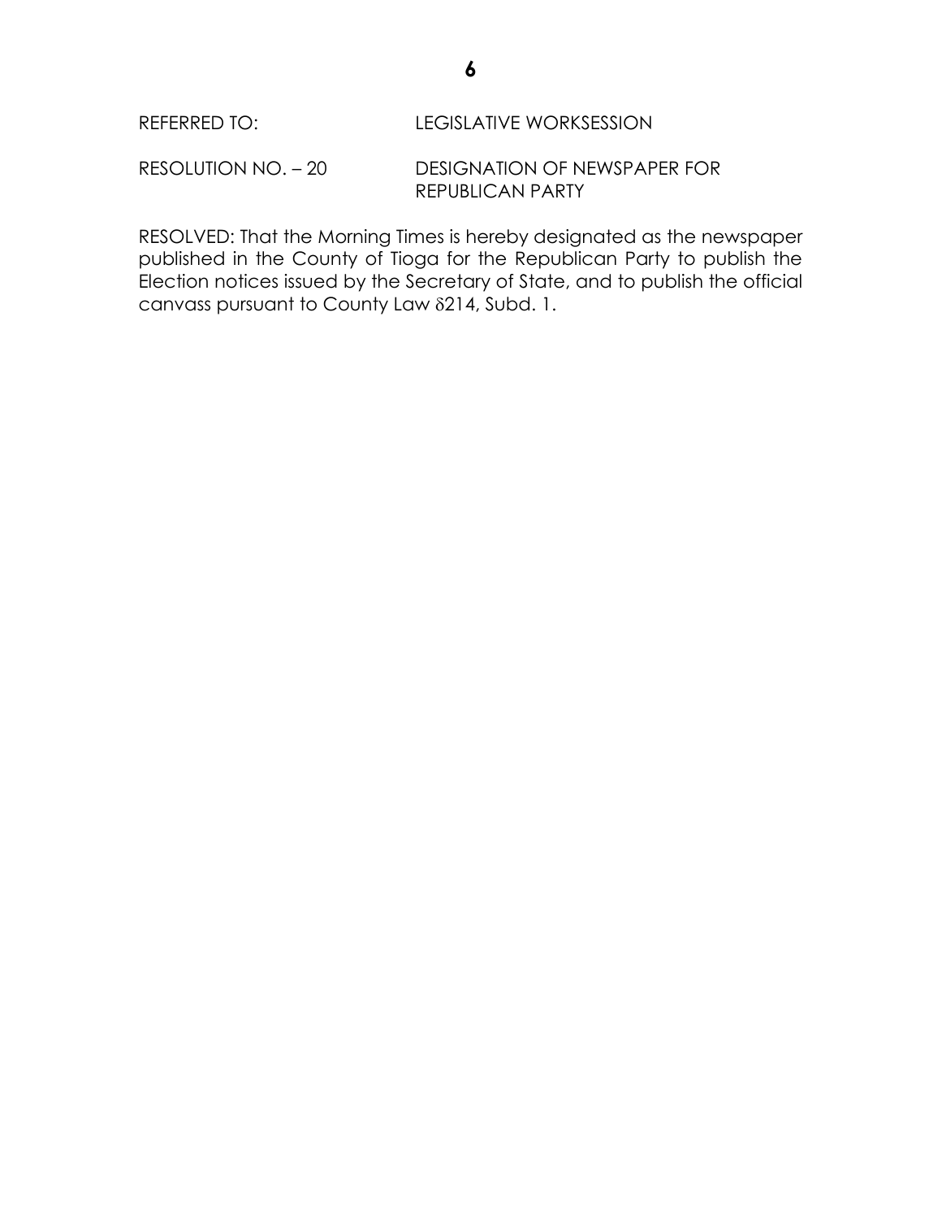REFERRED TO: LEGISLATIVE WORKSESSION

RESOLUTION NO. – 20 DESIGNATION OF NEWSPAPER FOR REPUBLICAN PARTY

RESOLVED: That the Morning Times is hereby designated as the newspaper published in the County of Tioga for the Republican Party to publish the Election notices issued by the Secretary of State, and to publish the official canvass pursuant to County Law δ214, Subd. 1.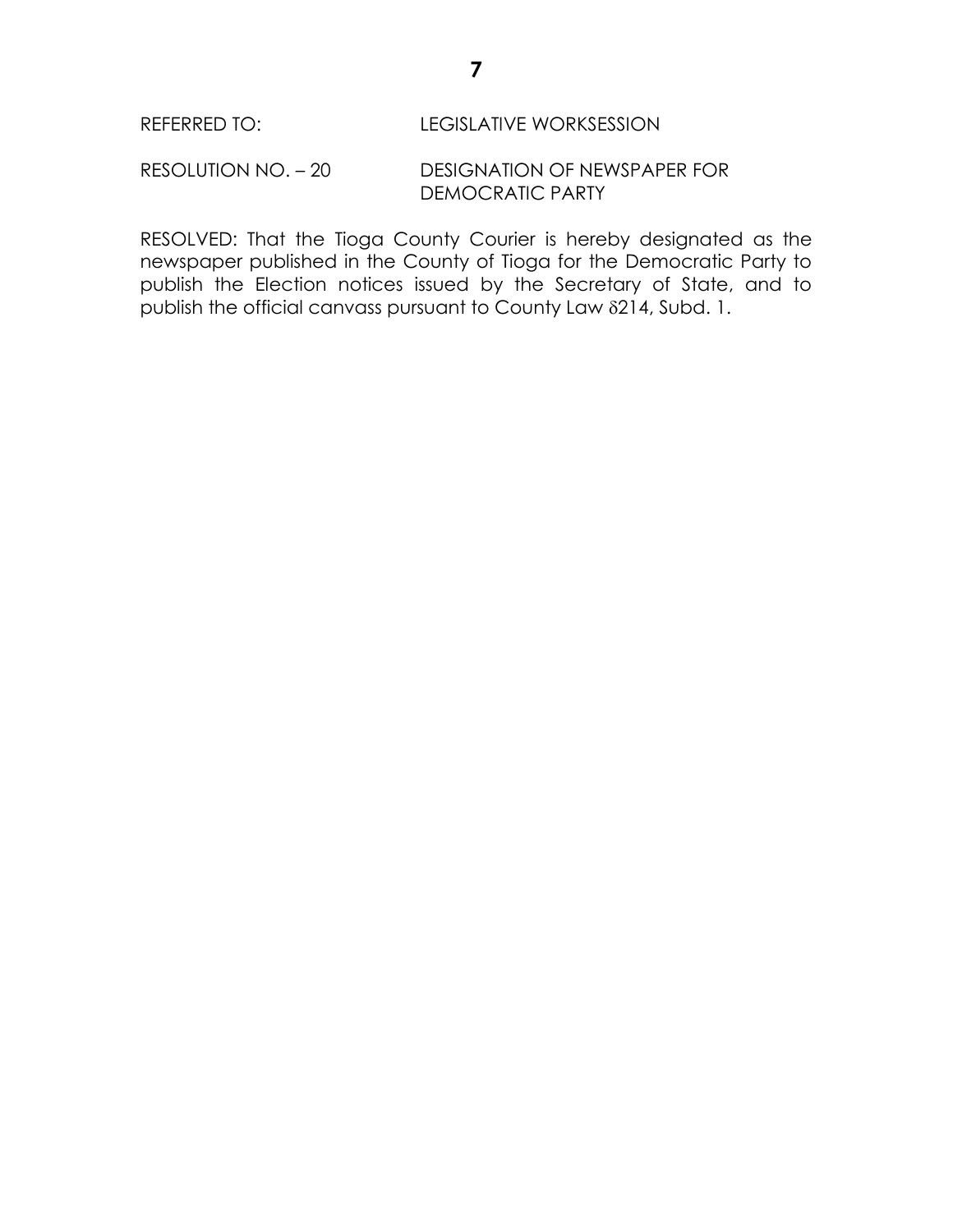REFERRED TO: LEGISLATIVE WORKSESSION

RESOLUTION NO. – 20 DESIGNATION OF NEWSPAPER FOR DEMOCRATIC PARTY

RESOLVED: That the Tioga County Courier is hereby designated as the newspaper published in the County of Tioga for the Democratic Party to publish the Election notices issued by the Secretary of State, and to publish the official canvass pursuant to County Law δ214, Subd. 1.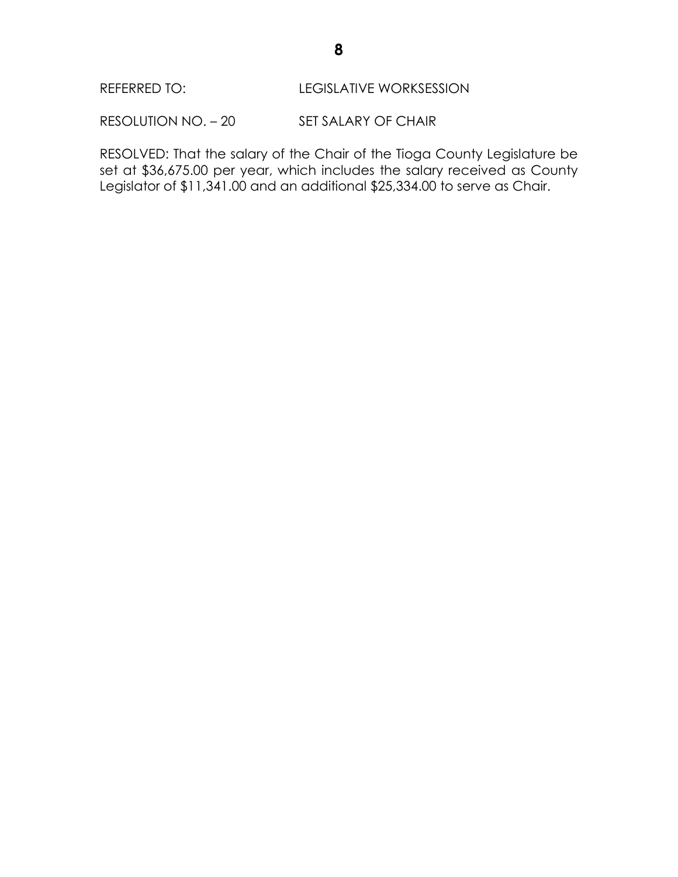REFERRED TO: LEGISLATIVE WORKSESSION

RESOLUTION NO. – 20 SET SALARY OF CHAIR

RESOLVED: That the salary of the Chair of the Tioga County Legislature be set at $36,675.00 per year, which includes the salary received as County Legislator of $11,341.00 and an additional $25,334.00 to serve as Chair.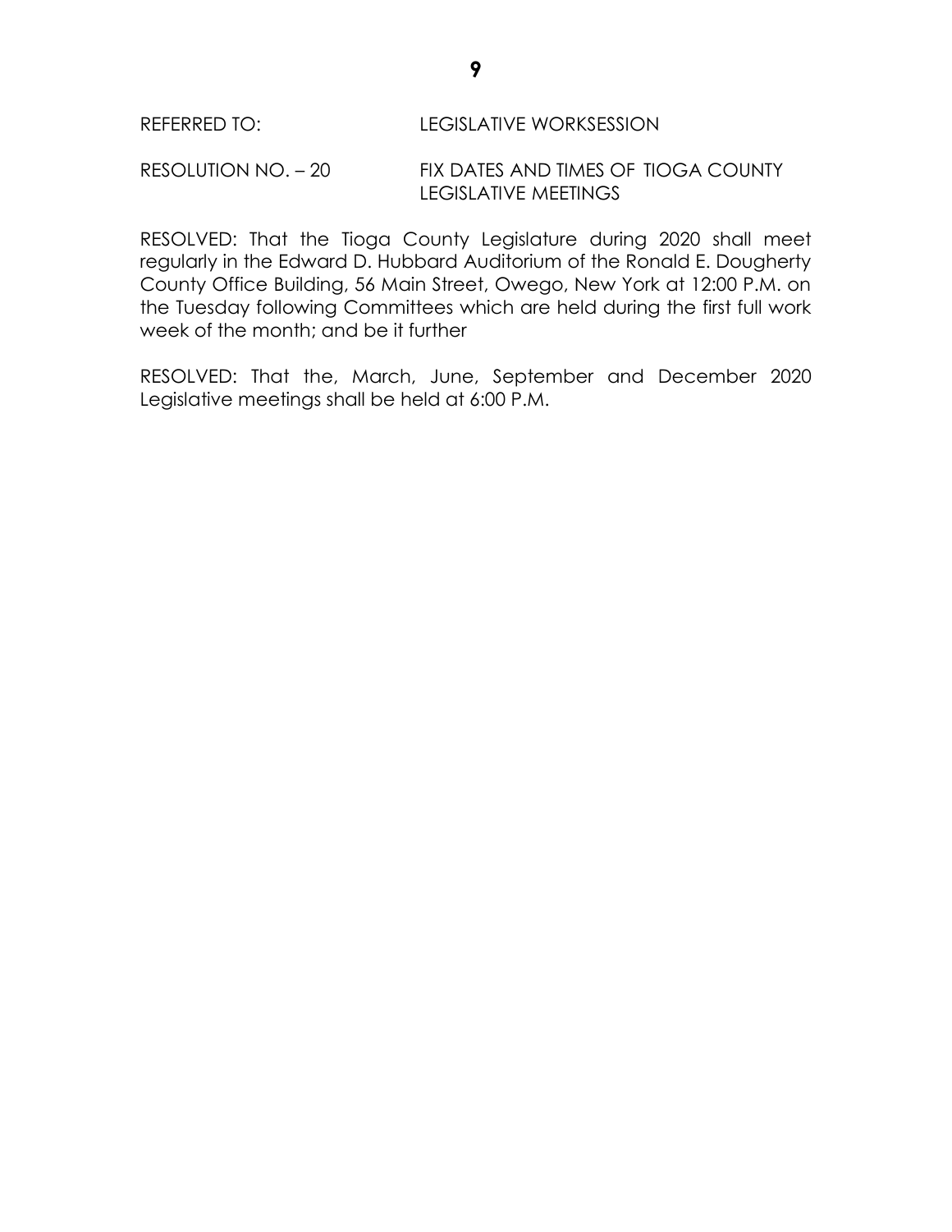REFERRED TO: LEGISLATIVE WORKSESSION

RESOLUTION NO. – 20 FIX DATES AND TIMES OF TIOGA COUNTY LEGISLATIVE MEETINGS

RESOLVED: That the Tioga County Legislature during 2020 shall meet regularly in the Edward D. Hubbard Auditorium of the Ronald E. Dougherty County Office Building, 56 Main Street, Owego, New York at 12:00 P.M. on the Tuesday following Committees which are held during the first full work week of the month; and be it further

RESOLVED: That the, March, June, September and December 2020 Legislative meetings shall be held at 6:00 P.M.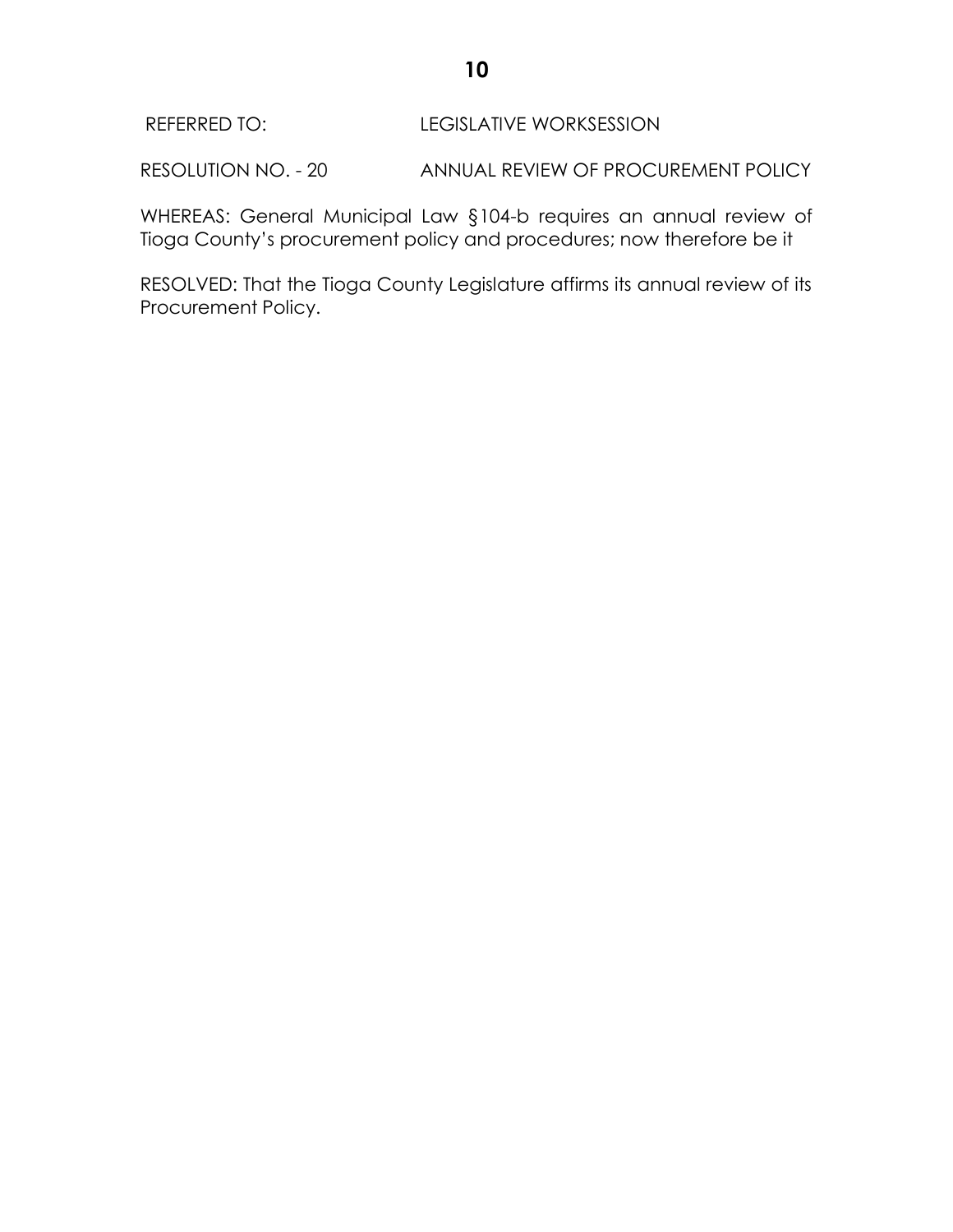REFERRED TO: LEGISLATIVE WORKSESSION

RESOLUTION NO. - 20 ANNUAL REVIEW OF PROCUREMENT POLICY

WHEREAS: General Municipal Law §104-b requires an annual review of Tioga County's procurement policy and procedures; now therefore be it

RESOLVED: That the Tioga County Legislature affirms its annual review of its Procurement Policy.